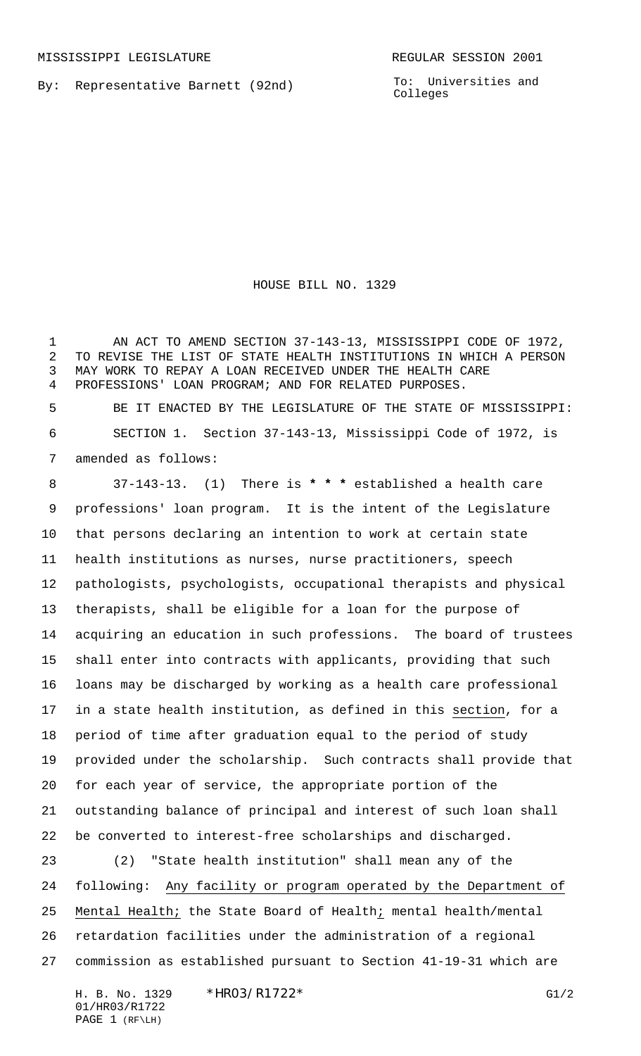MISSISSIPPI LEGISLATURE REGULAR SESSION 2001

By: Representative Barnett (92nd)

To: Universities and Colleges

# HOUSE BILL NO. 1329

AN ACT TO AMEND SECTION 37-143-13, MISSISSIPPI CODE OF 1972, TO REVISE THE LIST OF STATE HEALTH INSTITUTIONS IN WHICH A PERSON MAY WORK TO REPAY A LOAN RECEIVED UNDER THE HEALTH CARE PROFESSIONS' LOAN PROGRAM; AND FOR RELATED PURPOSES.

BE IT ENACTED BY THE LEGISLATURE OF THE STATE OF MISSISSIPPI:

SECTION 1. Section 37-143-13, Mississippi Code of 1972, is amended as follows:

37-143-13. (1) There is *** established a health care professions' loan program. It is the intent of the Legislature that persons declaring an intention to work at certain state health institutions as nurses, nurse practitioners, speech pathologists, psychologists, occupational therapists and physical therapists, shall be eligible for a loan for the purpose of acquiring an education in such professions. The board of trustees shall enter into contracts with applicants, providing that such loans may be discharged by working as a health care professional in a state health institution, as defined in this section, for a period of time after graduation equal to the period of study provided under the scholarship. Such contracts shall provide that for each year of service, the appropriate portion of the outstanding balance of principal and interest of such loan shall be converted to interest-free scholarships and discharged.

(2) "State health institution" shall mean any of the following: Any facility or program operated by the Department of Mental Health; the State Board of Health; mental health/mental retardation facilities under the administration of a regional commission as established pursuant to Section 41-19-31 which are

H. B. No. 1329 *HR03/R1722* G1/2
01/HR03/R1722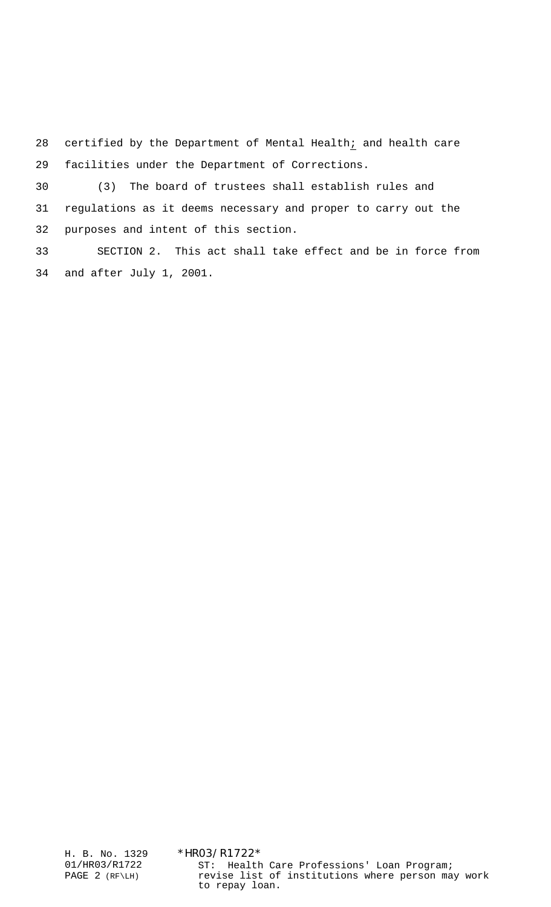certified by the Department of Mental Health; and health care facilities under the Department of Corrections.

(3) The board of trustees shall establish rules and regulations as it deems necessary and proper to carry out the purposes and intent of this section.

SECTION 2. This act shall take effect and be in force from and after July 1, 2001.